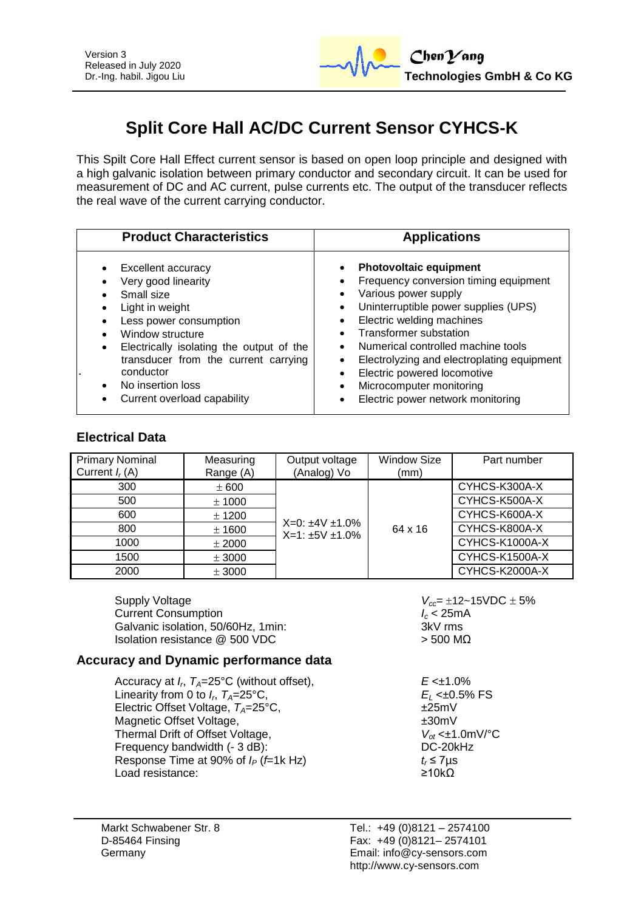Version 3
Released in July 2020
Dr.-Ing. habil. Jigou Liu

**ChenYang Technologies GmbH & Co KG**

# Split Core Hall AC/DC Current Sensor CYHCS-K

This Spilt Core Hall Effect current sensor is based on open loop principle and designed with a high galvanic isolation between primary conductor and secondary circuit. It can be used for measurement of DC and AC current, pulse currents etc. The output of the transducer reflects the real wave of the current carrying conductor.

| Product Characteristics | Applications |
|---|---|
| • Excellent accuracy<br>• Very good linearity<br>• Small size<br>• Light in weight<br>• Less power consumption<br>• Window structure<br>• Electrically isolating the output of the transducer from the current carrying conductor<br>• No insertion loss<br>• Current overload capability | • **Photovoltaic equipment**<br>• Frequency conversion timing equipment<br>• Various power supply<br>• Uninterruptible power supplies (UPS)<br>• Electric welding machines<br>• Transformer substation<br>• Numerical controlled machine tools<br>• Electrolyzing and electroplating equipment<br>• Electric powered locomotive<br>• Microcomputer monitoring<br>• Electric power network monitoring |

## Electrical Data

| Primary Nominal Current $I_r$ (A) | Measuring Range (A) | Output voltage (Analog) Vo | Window Size (mm) | Part number |
|---|---|---|---|---|
| 300 | ± 600 | X=0: ±4V ±1.0%<br>X=1: ±5V ±1.0% | 64 x 16 | CYHCS-K300A-X |
| 500 | ± 1000 | | | CYHCS-K500A-X |
| 600 | ± 1200 | | | CYHCS-K600A-X |
| 800 | ± 1600 | | | CYHCS-K800A-X |
| 1000 | ± 2000 | | | CYHCS-K1000A-X |
| 1500 | ± 3000 | | | CYHCS-K1500A-X |
| 2000 | ± 3000 | | | CYHCS-K2000A-X |

| | |
|---|---|
| Supply Voltage | $V_{cc}$= ±12~15VDC ± 5% |
| Current Consumption | $I_c$ < 25mA |
| Galvanic isolation, 50/60Hz, 1min: | 3kV rms |
| Isolation resistance @ 500 VDC | > 500 MΩ |

## Accuracy and Dynamic performance data

| | |
|---|---|
| Accuracy at $I_r$, $T_A$=25°C (without offset), | $E$ <±1.0% |
| Linearity from 0 to $I_r$, $T_A$=25°C, | $E_L$ <±0.5% FS |
| Electric Offset Voltage, $T_A$=25°C, | ±25mV |
| Magnetic Offset Voltage, | ±30mV |
| Thermal Drift of Offset Voltage, | $V_{ot}$ <±1.0mV/°C |
| Frequency bandwidth (- 3 dB): | DC-20kHz |
| Response Time at 90% of $I_P$ ($f$=1k Hz) | $t_r$ ≤ 7µs |
| Load resistance: | ≥10kΩ |

Markt Schwabener Str. 8
D-85464 Finsing
Germany

Tel.: +49 (0)8121 – 2574100
Fax: +49 (0)8121– 2574101
Email: info@cy-sensors.com
http://www.cy-sensors.com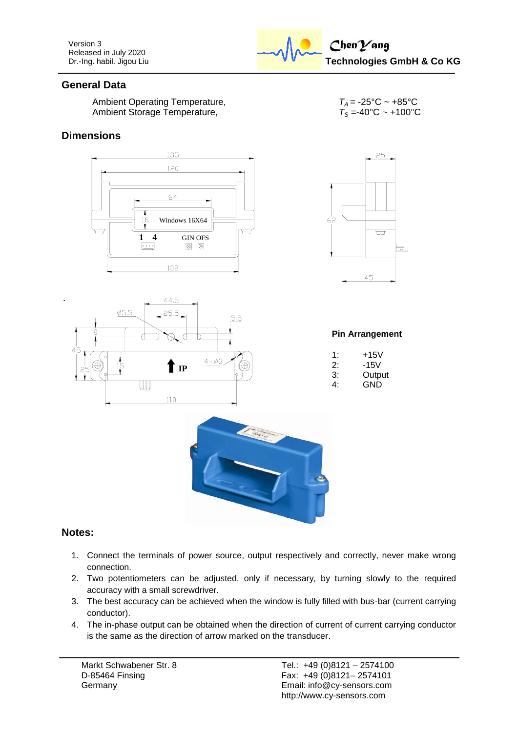## General Data

Ambient Operating Temperature, $T_A$ = -25°C ~ +85°C
Ambient Storage Temperature, $T_S$ =-40°C ~ +100°C

## Dimensions

135
120
64
16
Windows 16X64
1 4
GIN OFS
102

25
62
45

44.5
ø5.5
25.5
5.5
8
45
25
15
4-ø3
IP
110

### Pin Arrangement

1: +15V
2: -15V
3: Output
4: GND

## Notes:

1. Connect the terminals of power source, output respectively and correctly, never make wrong connection.
2. Two potentiometers can be adjusted, only if necessary, by turning slowly to the required accuracy with a small screwdriver.
3. The best accuracy can be achieved when the window is fully filled with bus-bar (current carrying conductor).
4. The in-phase output can be obtained when the direction of current of current carrying conductor is the same as the direction of arrow marked on the transducer.

Markt Schwabener Str. 8
D-85464 Finsing
Germany

Tel.: +49 (0)8121 – 2574100
Fax: +49 (0)8121– 2574101
Email: info@cy-sensors.com
http://www.cy-sensors.com